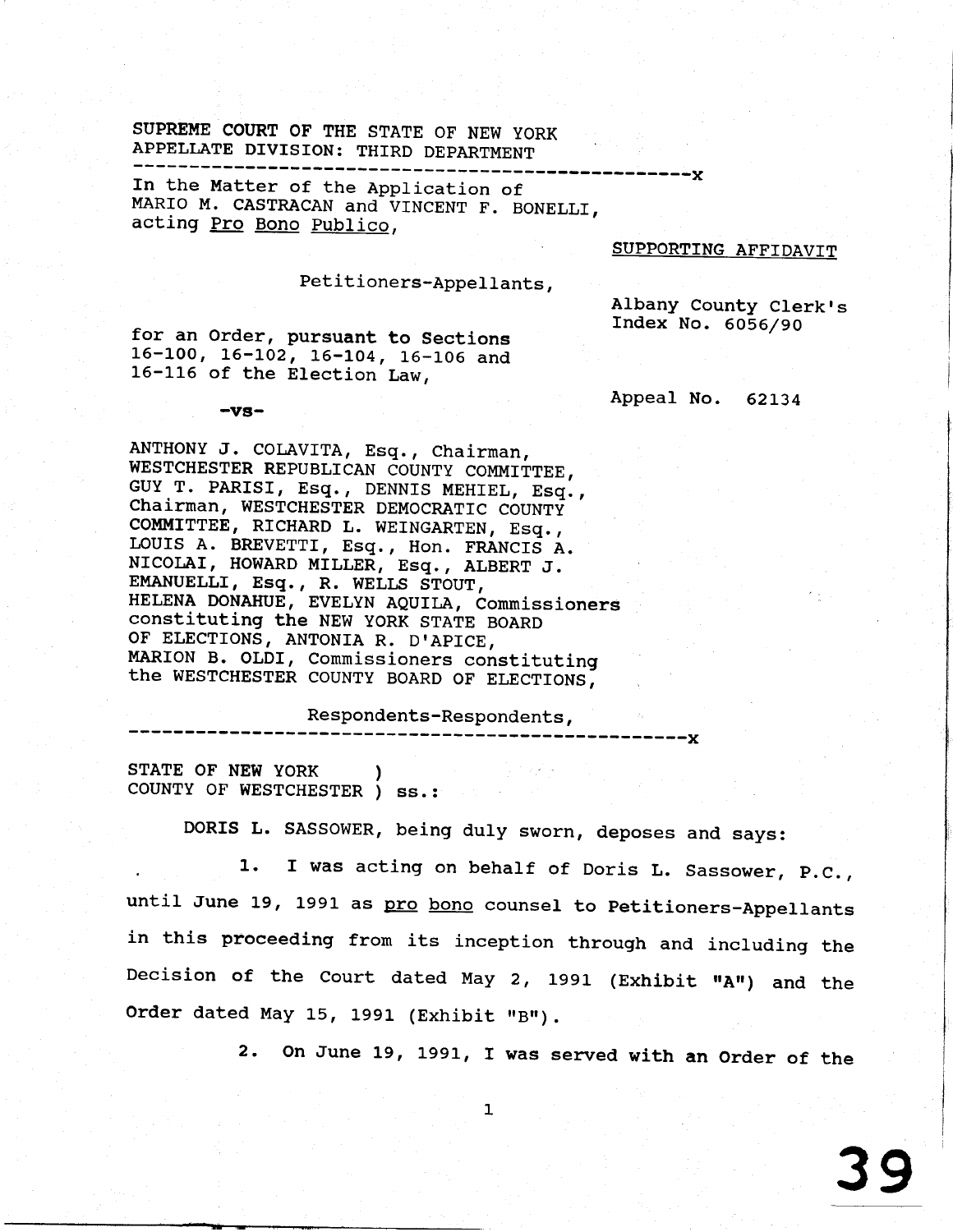SUPREME COURT OF THE STATE OF NEW YORK
APPELLATE DIVISION: THIRD DEPARTMENT

---

In the Matter of the Application of
MARIO M. CASTRACAN and VINCENT F. BONELLI,
acting Pro Bono Publico,

SUPPORTING AFFIDAVIT

Petitioners-Appellants,

Albany County Clerk's
Index No. 6056/90

for an Order, pursuant to Sections
16-100, 16-102, 16-104, 16-106 and
16-116 of the Election Law,

Appeal No. 62134

-vs-

ANTHONY J. COLAVITA, Esq., Chairman,
WESTCHESTER REPUBLICAN COUNTY COMMITTEE,
GUY T. PARISI, Esq., DENNIS MEHIEL, Esq.,
Chairman, WESTCHESTER DEMOCRATIC COUNTY
COMMITTEE, RICHARD L. WEINGARTEN, Esq.,
LOUIS A. BREVETTI, Esq., Hon. FRANCIS A.
NICOLAI, HOWARD MILLER, Esq., ALBERT J.
EMANUELLI, Esq., R. WELLS STOUT,
HELENA DONAHUE, EVELYN AQUILA, Commissioners
constituting the NEW YORK STATE BOARD
OF ELECTIONS, ANTONIA R. D'APICE,
MARION B. OLDI, Commissioners constituting
the WESTCHESTER COUNTY BOARD OF ELECTIONS,

Respondents-Respondents,

---

STATE OF NEW YORK )
COUNTY OF WESTCHESTER ) ss.:

DORIS L. SASSOWER, being duly sworn, deposes and says:

1. I was acting on behalf of Doris L. Sassower, P.C., until June 19, 1991 as pro bono counsel to Petitioners-Appellants in this proceeding from its inception through and including the Decision of the Court dated May 2, 1991 (Exhibit "A") and the Order dated May 15, 1991 (Exhibit "B").

2. On June 19, 1991, I was served with an Order of the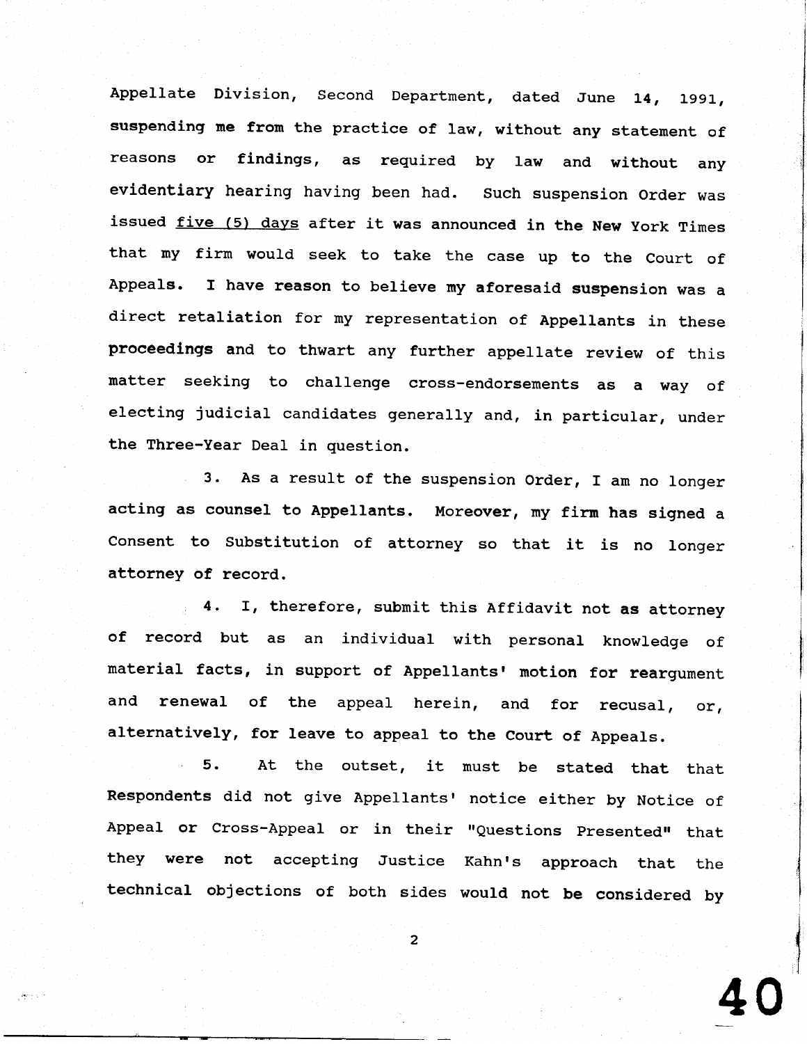Appellate Division, Second Department, dated June 14, 1991, suspending me from the practice of law, without any statement of reasons or findings, as required by law and without any evidentiary hearing having been had. Such suspension Order was issued five (5) days after it was announced in the New York Times that my firm would seek to take the case up to the Court of Appeals. I have reason to believe my aforesaid suspension was a direct retaliation for my representation of Appellants in these proceedings and to thwart any further appellate review of this matter seeking to challenge cross-endorsements as a way of electing judicial candidates generally and, in particular, under the Three-Year Deal in question.

3. As a result of the suspension Order, I am no longer acting as counsel to Appellants. Moreover, my firm has signed a Consent to Substitution of attorney so that it is no longer attorney of record.

4. I, therefore, submit this Affidavit not as attorney of record but as an individual with personal knowledge of material facts, in support of Appellants' motion for reargument and renewal of the appeal herein, and for recusal, or, alternatively, for leave to appeal to the Court of Appeals.

5. At the outset, it must be stated that that Respondents did not give Appellants' notice either by Notice of Appeal or Cross-Appeal or in their "Questions Presented" that they were not accepting Justice Kahn's approach that the technical objections of both sides would not be considered by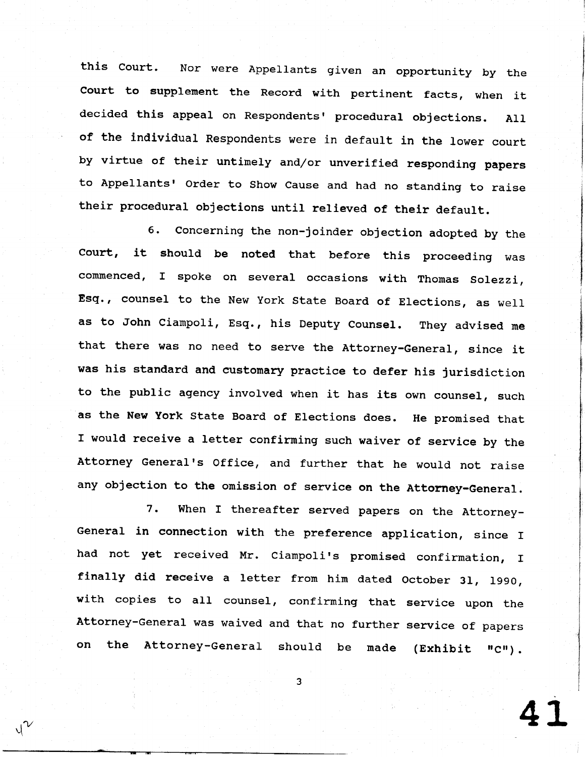this Court. Nor were Appellants given an opportunity by the Court to supplement the Record with pertinent facts, when it decided this appeal on Respondents' procedural objections. All of the individual Respondents were in default in the lower court by virtue of their untimely and/or unverified responding papers to Appellants' Order to Show Cause and had no standing to raise their procedural objections until relieved of their default.

6. Concerning the non-joinder objection adopted by the Court, it should be noted that before this proceeding was commenced, I spoke on several occasions with Thomas Solezzi, Esq., counsel to the New York State Board of Elections, as well as to John Ciampoli, Esq., his Deputy Counsel. They advised me that there was no need to serve the Attorney-General, since it was his standard and customary practice to defer his jurisdiction to the public agency involved when it has its own counsel, such as the New York State Board of Elections does. He promised that I would receive a letter confirming such waiver of service by the Attorney General's Office, and further that he would not raise any objection to the omission of service on the Attorney-General.

7. When I thereafter served papers on the Attorney-General in connection with the preference application, since I had not yet received Mr. Ciampoli's promised confirmation, I finally did receive a letter from him dated October 31, 1990, with copies to all counsel, confirming that service upon the Attorney-General was waived and that no further service of papers on the Attorney-General should be made (Exhibit "C").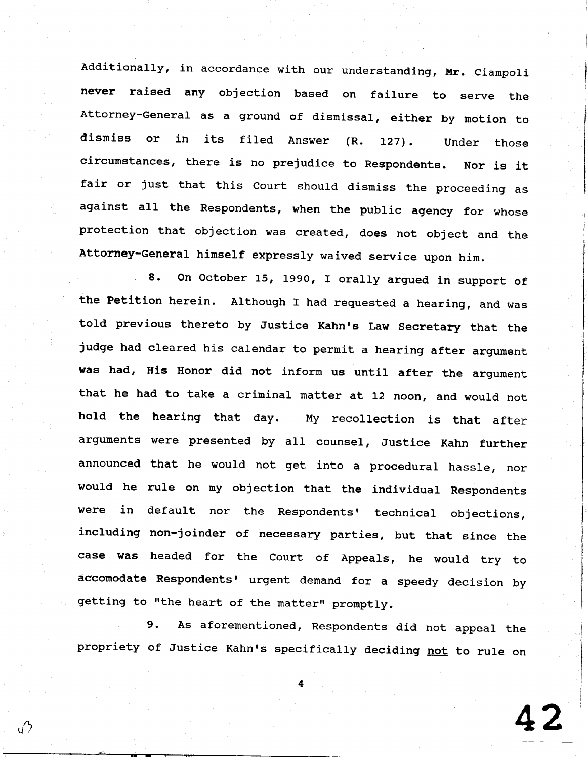Additionally, in accordance with our understanding, Mr. Ciampoli never raised any objection based on failure to serve the Attorney-General as a ground of dismissal, either by motion to dismiss or in its filed Answer (R. 127). Under those circumstances, there is no prejudice to Respondents. Nor is it fair or just that this Court should dismiss the proceeding as against all the Respondents, when the public agency for whose protection that objection was created, does not object and the Attorney-General himself expressly waived service upon him.

8. On October 15, 1990, I orally argued in support of the Petition herein. Although I had requested a hearing, and was told previous thereto by Justice Kahn's Law Secretary that the judge had cleared his calendar to permit a hearing after argument was had, His Honor did not inform us until after the argument that he had to take a criminal matter at 12 noon, and would not hold the hearing that day. My recollection is that after arguments were presented by all counsel, Justice Kahn further announced that he would not get into a procedural hassle, nor would he rule on my objection that the individual Respondents were in default nor the Respondents' technical objections, including non-joinder of necessary parties, but that since the case was headed for the Court of Appeals, he would try to accomodate Respondents' urgent demand for a speedy decision by getting to "the heart of the matter" promptly.

9. As aforementioned, Respondents did not appeal the propriety of Justice Kahn's specifically deciding <u>not</u> to rule on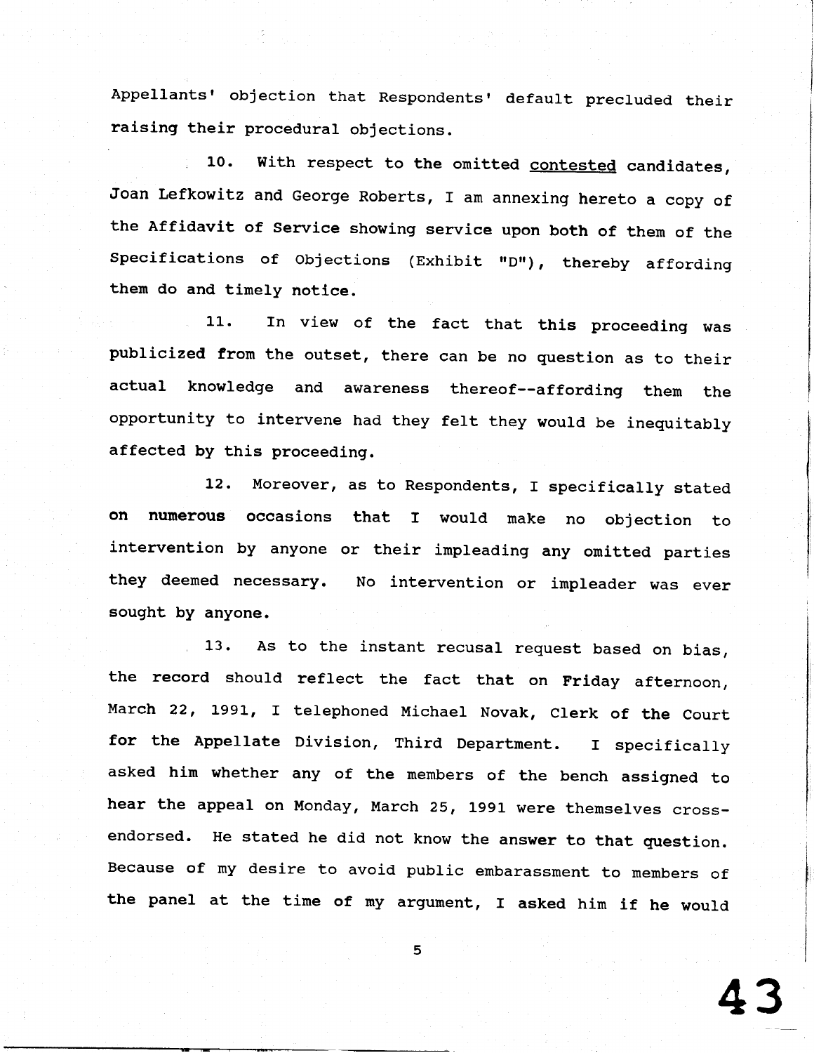Appellants' objection that Respondents' default precluded their raising their procedural objections.

10. With respect to the omitted <u>contested</u> candidates, Joan Lefkowitz and George Roberts, I am annexing hereto a copy of the Affidavit of Service showing service upon both of them of the Specifications of Objections (Exhibit "D"), thereby affording them do and timely notice.

11. In view of the fact that this proceeding was publicized from the outset, there can be no question as to their actual knowledge and awareness thereof--affording them the opportunity to intervene had they felt they would be inequitably affected by this proceeding.

12. Moreover, as to Respondents, I specifically stated on numerous occasions that I would make no objection to intervention by anyone or their impleading any omitted parties they deemed necessary. No intervention or impleader was ever sought by anyone.

13. As to the instant recusal request based on bias, the record should reflect the fact that on Friday afternoon, March 22, 1991, I telephoned Michael Novak, Clerk of the Court for the Appellate Division, Third Department. I specifically asked him whether any of the members of the bench assigned to hear the appeal on Monday, March 25, 1991 were themselves cross-endorsed. He stated he did not know the answer to that question. Because of my desire to avoid public embarassment to members of the panel at the time of my argument, I asked him if he would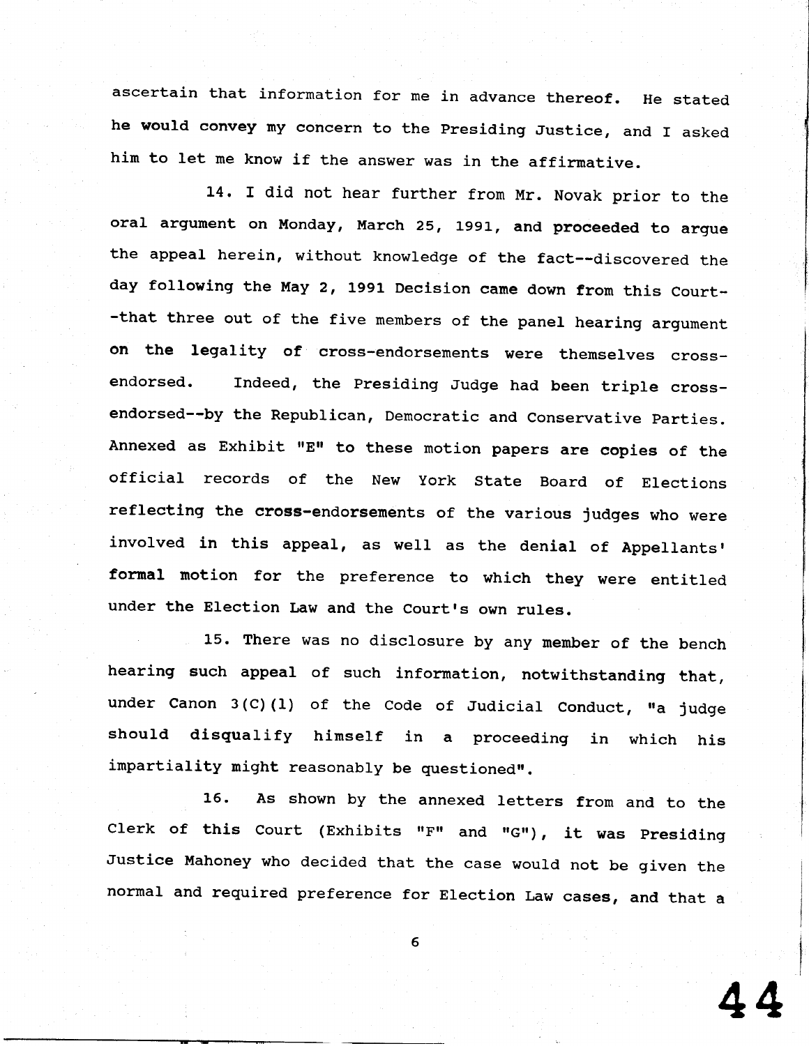ascertain that information for me in advance thereof. He stated he would convey my concern to the Presiding Justice, and I asked him to let me know if the answer was in the affirmative.

14. I did not hear further from Mr. Novak prior to the oral argument on Monday, March 25, 1991, and proceeded to argue the appeal herein, without knowledge of the fact--discovered the day following the May 2, 1991 Decision came down from this Court--that three out of the five members of the panel hearing argument on the legality of cross-endorsements were themselves cross-endorsed. Indeed, the Presiding Judge had been triple cross-endorsed--by the Republican, Democratic and Conservative Parties. Annexed as Exhibit "E" to these motion papers are copies of the official records of the New York State Board of Elections reflecting the cross-endorsements of the various judges who were involved in this appeal, as well as the denial of Appellants' formal motion for the preference to which they were entitled under the Election Law and the Court's own rules.

15. There was no disclosure by any member of the bench hearing such appeal of such information, notwithstanding that, under Canon 3(C)(1) of the Code of Judicial Conduct, "a judge should disqualify himself in a proceeding in which his impartiality might reasonably be questioned".

16. As shown by the annexed letters from and to the Clerk of this Court (Exhibits "F" and "G"), it was Presiding Justice Mahoney who decided that the case would not be given the normal and required preference for Election Law cases, and that a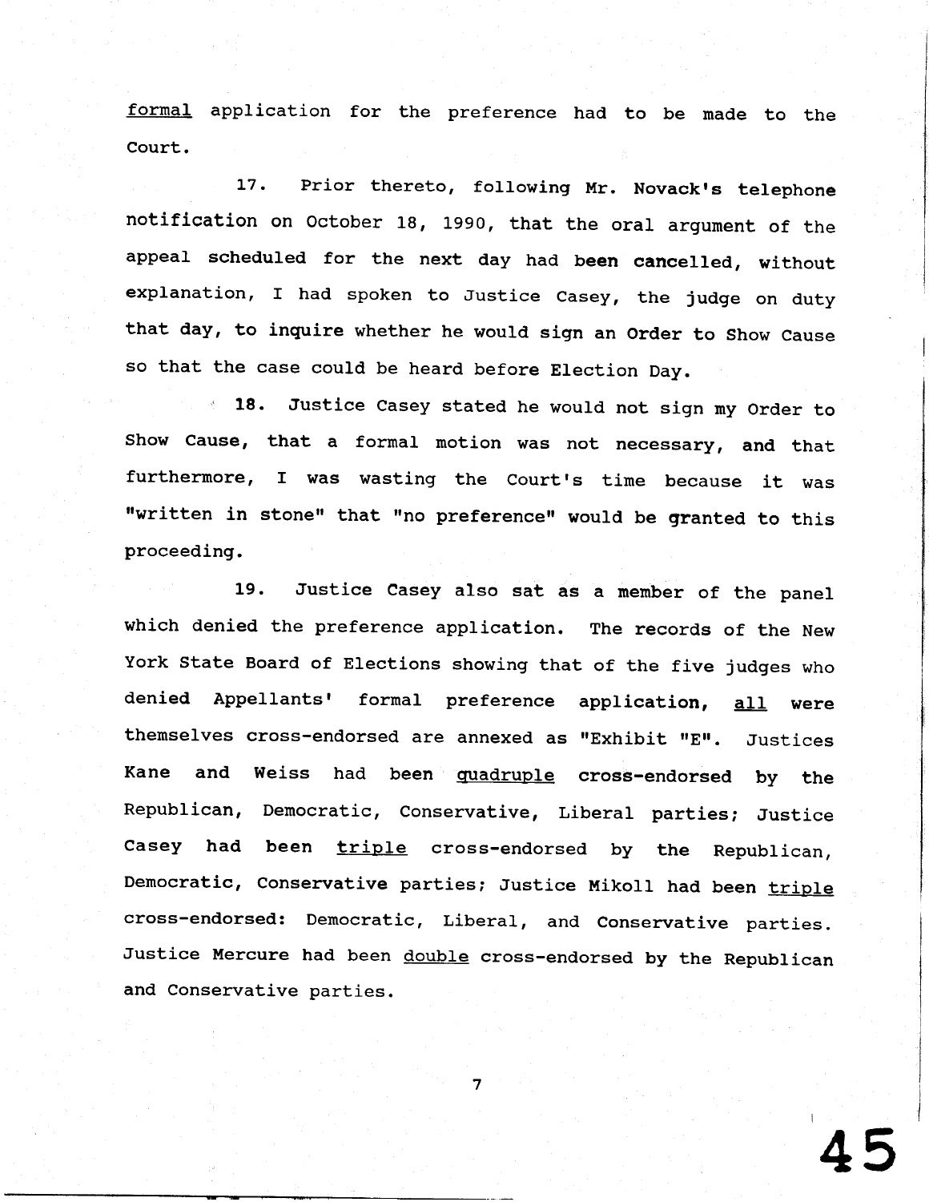formal application for the preference had to be made to the Court.

17. Prior thereto, following Mr. Novack's telephone notification on October 18, 1990, that the oral argument of the appeal scheduled for the next day had been cancelled, without explanation, I had spoken to Justice Casey, the judge on duty that day, to inquire whether he would sign an Order to Show Cause so that the case could be heard before Election Day.

18. Justice Casey stated he would not sign my Order to Show Cause, that a formal motion was not necessary, and that furthermore, I was wasting the Court's time because it was "written in stone" that "no preference" would be granted to this proceeding.

19. Justice Casey also sat as a member of the panel which denied the preference application. The records of the New York State Board of Elections showing that of the five judges who denied Appellants' formal preference application, all were themselves cross-endorsed are annexed as "Exhibit "E". Justices Kane and Weiss had been quadruple cross-endorsed by the Republican, Democratic, Conservative, Liberal parties; Justice Casey had been triple cross-endorsed by the Republican, Democratic, Conservative parties; Justice Mikoll had been triple cross-endorsed: Democratic, Liberal, and Conservative parties. Justice Mercure had been double cross-endorsed by the Republican and Conservative parties.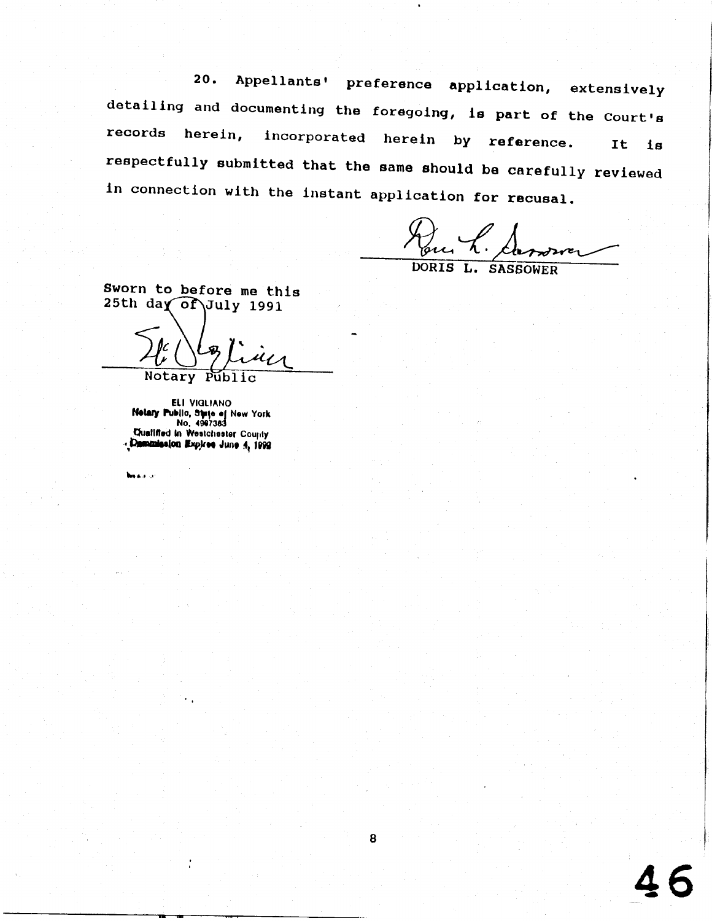20. Appellants' preference application, extensively detailing and documenting the foregoing, is part of the Court's records herein, incorporated herein by reference. It is respectfully submitted that the same should be carefully reviewed in connection with the instant application for recusal.

DORIS L. SASSOWER

Sworn to before me this
25th day of July 1991

Notary Public

ELI VIGLIANO
Notary Public, State of New York
No. 4997383
Qualified in Westchester County
Commission Expires June 4, 1992